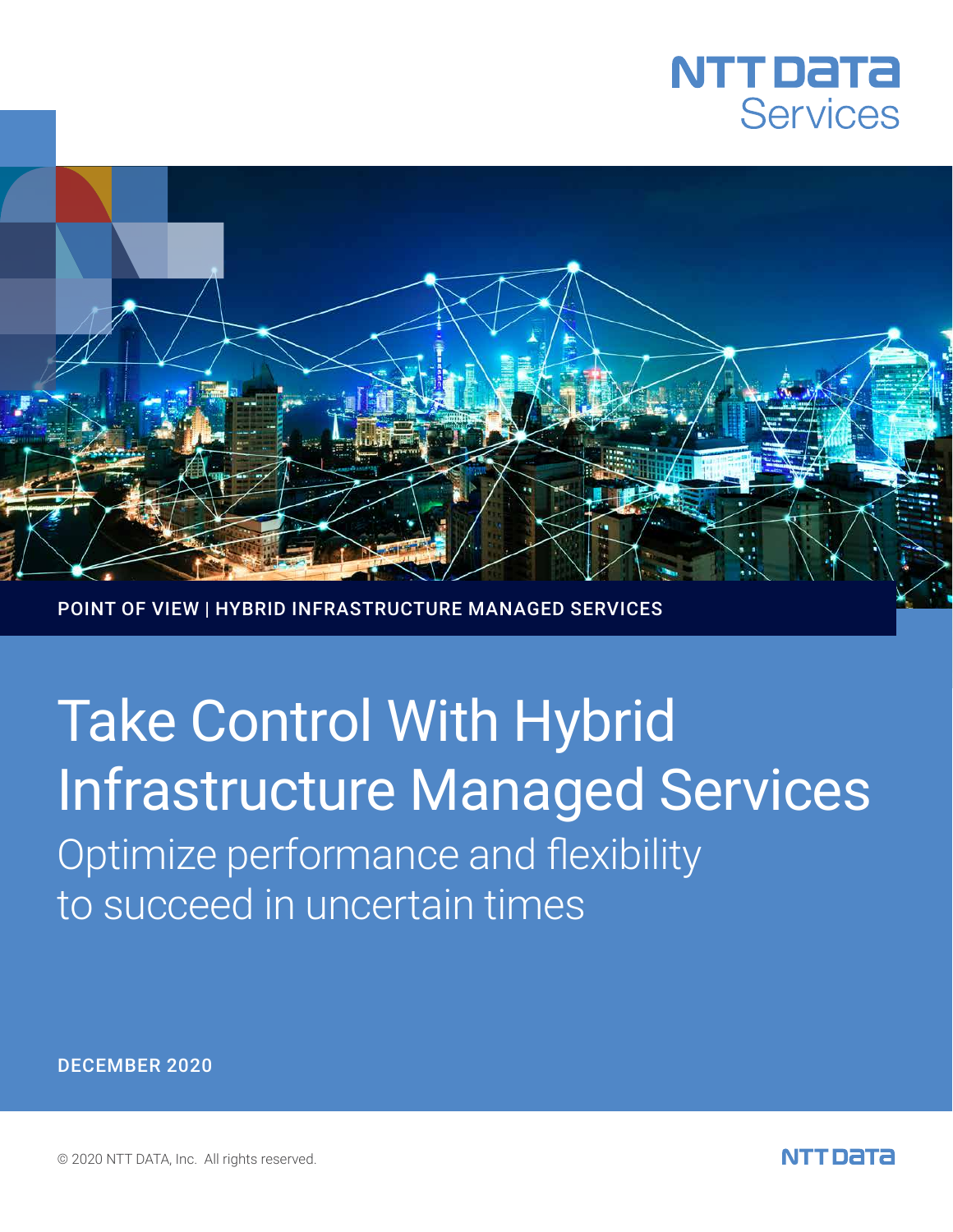NTT DATA Services

POINT OF VIEW | HYBRID INFRASTRUCTURE MANAGED SERVICES

# Take Control With Hybrid Infrastructure Managed Services

## Optimize performance and flexibility to succeed in uncertain times

DECEMBER 2020

© 2020 NTT DATA, Inc. All rights reserved.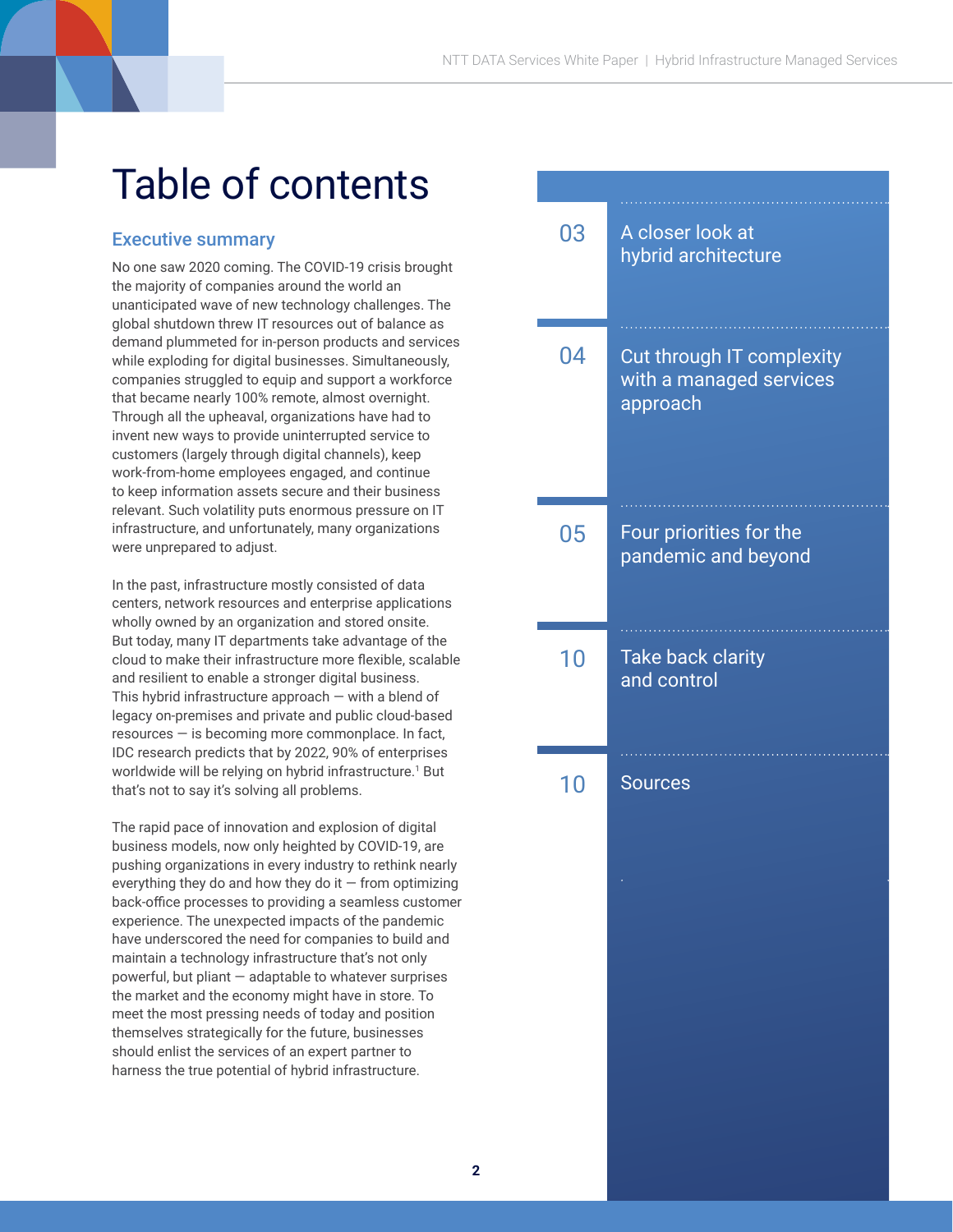# Table of contents

## Executive summary

No one saw 2020 coming. The COVID-19 crisis brought the majority of companies around the world an unanticipated wave of new technology challenges. The global shutdown threw IT resources out of balance as demand plummeted for in-person products and services while exploding for digital businesses. Simultaneously, companies struggled to equip and support a workforce that became nearly 100% remote, almost overnight. Through all the upheaval, organizations have had to invent new ways to provide uninterrupted service to customers (largely through digital channels), keep work-from-home employees engaged, and continue to keep information assets secure and their business relevant. Such volatility puts enormous pressure on IT infrastructure, and unfortunately, many organizations were unprepared to adjust.

In the past, infrastructure mostly consisted of data centers, network resources and enterprise applications wholly owned by an organization and stored onsite. But today, many IT departments take advantage of the cloud to make their infrastructure more flexible, scalable and resilient to enable a stronger digital business. This hybrid infrastructure approach — with a blend of legacy on-premises and private and public cloud-based resources — is becoming more commonplace. In fact, IDC research predicts that by 2022, 90% of enterprises worldwide will be relying on hybrid infrastructure.[1] But that's not to say it's solving all problems.

The rapid pace of innovation and explosion of digital business models, now only heighted by COVID-19, are pushing organizations in every industry to rethink nearly everything they do and how they do it — from optimizing back-office processes to providing a seamless customer experience. The unexpected impacts of the pandemic have underscored the need for companies to build and maintain a technology infrastructure that's not only powerful, but pliant — adaptable to whatever surprises the market and the economy might have in store. To meet the most pressing needs of today and position themselves strategically for the future, businesses should enlist the services of an expert partner to harness the true potential of hybrid infrastructure.

| Page | Section |
|---|---|
| 03 | A closer look at hybrid architecture |
| 04 | Cut through IT complexity with a managed services approach |
| 05 | Four priorities for the pandemic and beyond |
| 10 | Take back clarity and control |
| 10 | Sources |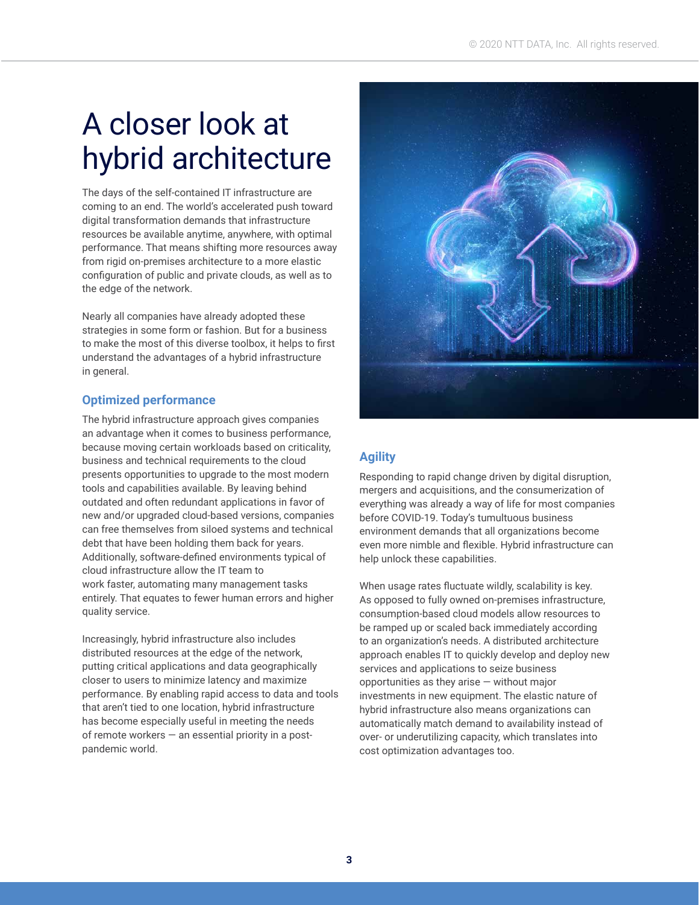# A closer look at hybrid architecture

The days of the self-contained IT infrastructure are coming to an end. The world's accelerated push toward digital transformation demands that infrastructure resources be available anytime, anywhere, with optimal performance. That means shifting more resources away from rigid on-premises architecture to a more elastic configuration of public and private clouds, as well as to the edge of the network.

Nearly all companies have already adopted these strategies in some form or fashion. But for a business to make the most of this diverse toolbox, it helps to first understand the advantages of a hybrid infrastructure in general.

## Optimized performance

The hybrid infrastructure approach gives companies an advantage when it comes to business performance, because moving certain workloads based on criticality, business and technical requirements to the cloud presents opportunities to upgrade to the most modern tools and capabilities available. By leaving behind outdated and often redundant applications in favor of new and/or upgraded cloud-based versions, companies can free themselves from siloed systems and technical debt that have been holding them back for years. Additionally, software-defined environments typical of cloud infrastructure allow the IT team to work faster, automating many management tasks entirely. That equates to fewer human errors and higher quality service.

Increasingly, hybrid infrastructure also includes distributed resources at the edge of the network, putting critical applications and data geographically closer to users to minimize latency and maximize performance. By enabling rapid access to data and tools that aren't tied to one location, hybrid infrastructure has become especially useful in meeting the needs of remote workers — an essential priority in a post-pandemic world.

## Agility

Responding to rapid change driven by digital disruption, mergers and acquisitions, and the consumerization of everything was already a way of life for most companies before COVID-19. Today's tumultuous business environment demands that all organizations become even more nimble and flexible. Hybrid infrastructure can help unlock these capabilities.

When usage rates fluctuate wildly, scalability is key. As opposed to fully owned on-premises infrastructure, consumption-based cloud models allow resources to be ramped up or scaled back immediately according to an organization's needs. A distributed architecture approach enables IT to quickly develop and deploy new services and applications to seize business opportunities as they arise — without major investments in new equipment. The elastic nature of hybrid infrastructure also means organizations can automatically match demand to availability instead of over- or underutilizing capacity, which translates into cost optimization advantages too.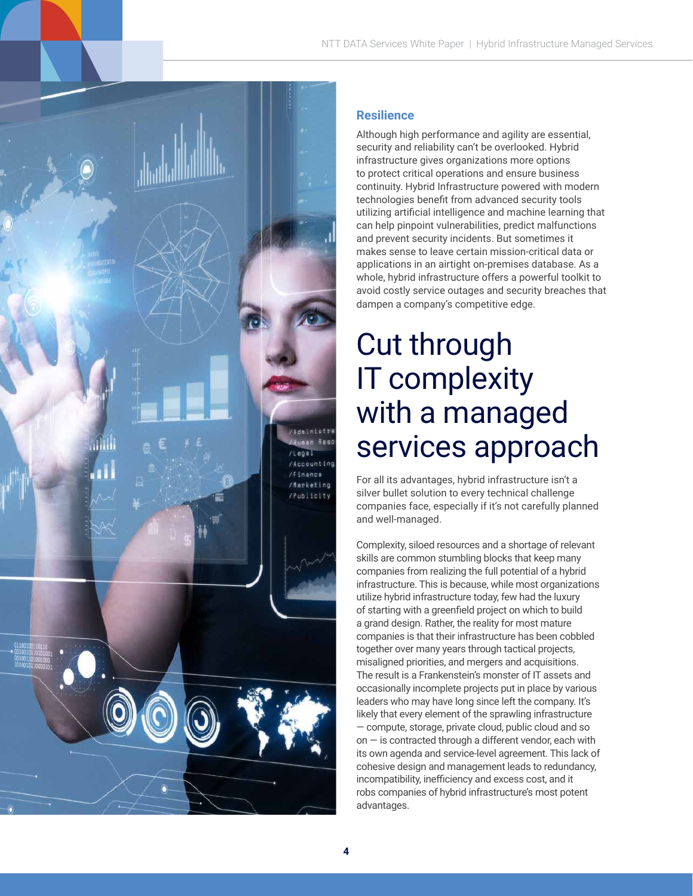### Resilience

Although high performance and agility are essential, security and reliability can't be overlooked. Hybrid infrastructure gives organizations more options to protect critical operations and ensure business continuity. Hybrid Infrastructure powered with modern technologies benefit from advanced security tools utilizing artificial intelligence and machine learning that can help pinpoint vulnerabilities, predict malfunctions and prevent security incidents. But sometimes it makes sense to leave certain mission-critical data or applications in an airtight on-premises database. As a whole, hybrid infrastructure offers a powerful toolkit to avoid costly service outages and security breaches that dampen a company's competitive edge.

# Cut through IT complexity with a managed services approach

For all its advantages, hybrid infrastructure isn't a silver bullet solution to every technical challenge companies face, especially if it's not carefully planned and well-managed.

Complexity, siloed resources and a shortage of relevant skills are common stumbling blocks that keep many companies from realizing the full potential of a hybrid infrastructure. This is because, while most organizations utilize hybrid infrastructure today, few had the luxury of starting with a greenfield project on which to build a grand design. Rather, the reality for most mature companies is that their infrastructure has been cobbled together over many years through tactical projects, misaligned priorities, and mergers and acquisitions. The result is a Frankenstein's monster of IT assets and occasionally incomplete projects put in place by various leaders who may have long since left the company. It's likely that every element of the sprawling infrastructure — compute, storage, private cloud, public cloud and so on — is contracted through a different vendor, each with its own agenda and service-level agreement. This lack of cohesive design and management leads to redundancy, incompatibility, inefficiency and excess cost, and it robs companies of hybrid infrastructure's most potent advantages.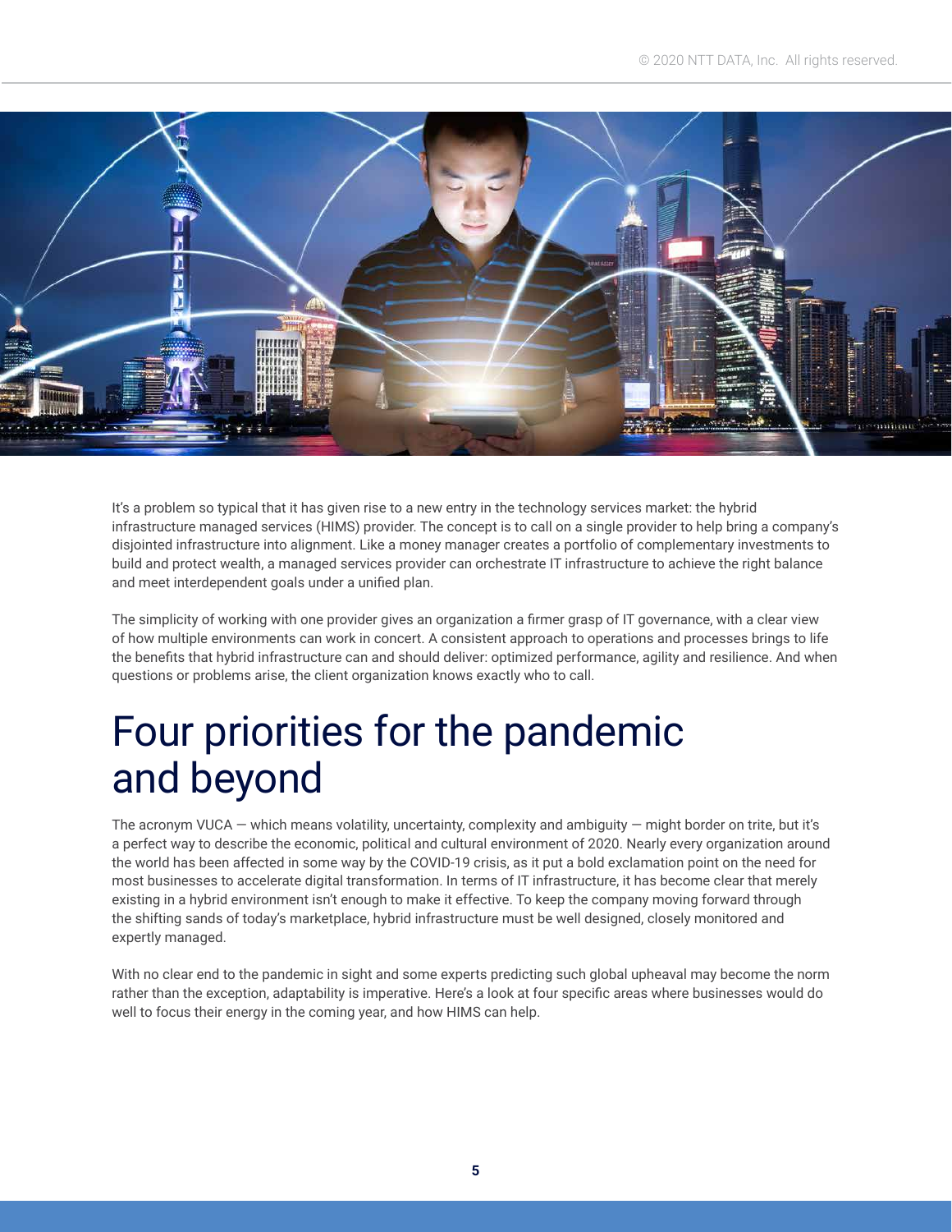It's a problem so typical that it has given rise to a new entry in the technology services market: the hybrid infrastructure managed services (HIMS) provider. The concept is to call on a single provider to help bring a company's disjointed infrastructure into alignment. Like a money manager creates a portfolio of complementary investments to build and protect wealth, a managed services provider can orchestrate IT infrastructure to achieve the right balance and meet interdependent goals under a unified plan.

The simplicity of working with one provider gives an organization a firmer grasp of IT governance, with a clear view of how multiple environments can work in concert. A consistent approach to operations and processes brings to life the benefits that hybrid infrastructure can and should deliver: optimized performance, agility and resilience. And when questions or problems arise, the client organization knows exactly who to call.

# Four priorities for the pandemic and beyond

The acronym VUCA — which means volatility, uncertainty, complexity and ambiguity — might border on trite, but it's a perfect way to describe the economic, political and cultural environment of 2020. Nearly every organization around the world has been affected in some way by the COVID-19 crisis, as it put a bold exclamation point on the need for most businesses to accelerate digital transformation. In terms of IT infrastructure, it has become clear that merely existing in a hybrid environment isn't enough to make it effective. To keep the company moving forward through the shifting sands of today's marketplace, hybrid infrastructure must be well designed, closely monitored and expertly managed.

With no clear end to the pandemic in sight and some experts predicting such global upheaval may become the norm rather than the exception, adaptability is imperative. Here's a look at four specific areas where businesses would do well to focus their energy in the coming year, and how HIMS can help.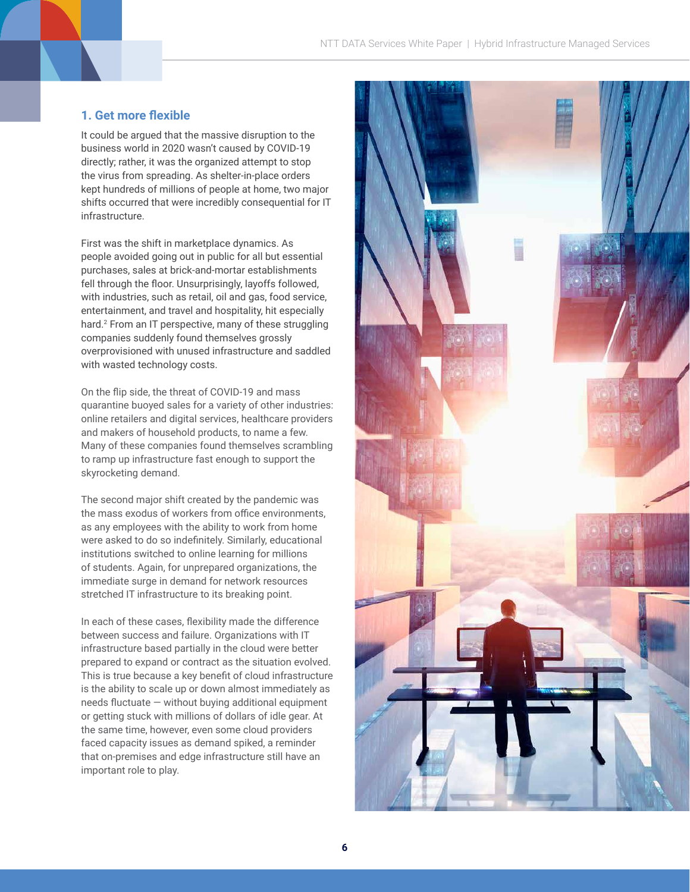## 1. Get more flexible

It could be argued that the massive disruption to the business world in 2020 wasn't caused by COVID-19 directly; rather, it was the organized attempt to stop the virus from spreading. As shelter-in-place orders kept hundreds of millions of people at home, two major shifts occurred that were incredibly consequential for IT infrastructure.

First was the shift in marketplace dynamics. As people avoided going out in public for all but essential purchases, sales at brick-and-mortar establishments fell through the floor. Unsurprisingly, layoffs followed, with industries, such as retail, oil and gas, food service, entertainment, and travel and hospitality, hit especially hard.[2] From an IT perspective, many of these struggling companies suddenly found themselves grossly overprovisioned with unused infrastructure and saddled with wasted technology costs.

On the flip side, the threat of COVID-19 and mass quarantine buoyed sales for a variety of other industries: online retailers and digital services, healthcare providers and makers of household products, to name a few. Many of these companies found themselves scrambling to ramp up infrastructure fast enough to support the skyrocketing demand.

The second major shift created by the pandemic was the mass exodus of workers from office environments, as any employees with the ability to work from home were asked to do so indefinitely. Similarly, educational institutions switched to online learning for millions of students. Again, for unprepared organizations, the immediate surge in demand for network resources stretched IT infrastructure to its breaking point.

In each of these cases, flexibility made the difference between success and failure. Organizations with IT infrastructure based partially in the cloud were better prepared to expand or contract as the situation evolved. This is true because a key benefit of cloud infrastructure is the ability to scale up or down almost immediately as needs fluctuate — without buying additional equipment or getting stuck with millions of dollars of idle gear. At the same time, however, even some cloud providers faced capacity issues as demand spiked, a reminder that on-premises and edge infrastructure still have an important role to play.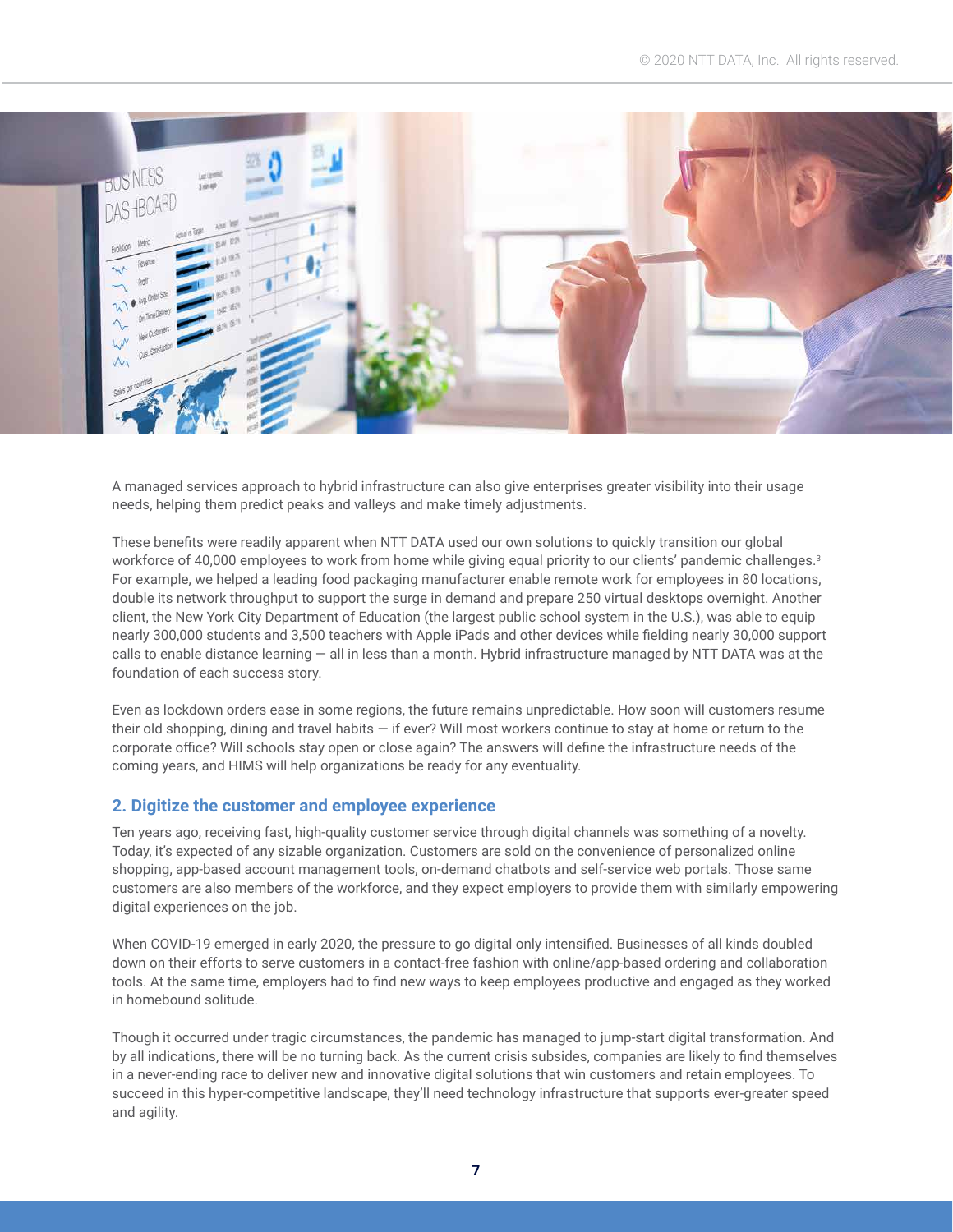A managed services approach to hybrid infrastructure can also give enterprises greater visibility into their usage needs, helping them predict peaks and valleys and make timely adjustments.

These benefits were readily apparent when NTT DATA used our own solutions to quickly transition our global workforce of 40,000 employees to work from home while giving equal priority to our clients' pandemic challenges.[3] For example, we helped a leading food packaging manufacturer enable remote work for employees in 80 locations, double its network throughput to support the surge in demand and prepare 250 virtual desktops overnight. Another client, the New York City Department of Education (the largest public school system in the U.S.), was able to equip nearly 300,000 students and 3,500 teachers with Apple iPads and other devices while fielding nearly 30,000 support calls to enable distance learning — all in less than a month. Hybrid infrastructure managed by NTT DATA was at the foundation of each success story.

Even as lockdown orders ease in some regions, the future remains unpredictable. How soon will customers resume their old shopping, dining and travel habits — if ever? Will most workers continue to stay at home or return to the corporate office? Will schools stay open or close again? The answers will define the infrastructure needs of the coming years, and HIMS will help organizations be ready for any eventuality.

### 2. Digitize the customer and employee experience

Ten years ago, receiving fast, high-quality customer service through digital channels was something of a novelty. Today, it's expected of any sizable organization. Customers are sold on the convenience of personalized online shopping, app-based account management tools, on-demand chatbots and self-service web portals. Those same customers are also members of the workforce, and they expect employers to provide them with similarly empowering digital experiences on the job.

When COVID-19 emerged in early 2020, the pressure to go digital only intensified. Businesses of all kinds doubled down on their efforts to serve customers in a contact-free fashion with online/app-based ordering and collaboration tools. At the same time, employers had to find new ways to keep employees productive and engaged as they worked in homebound solitude.

Though it occurred under tragic circumstances, the pandemic has managed to jump-start digital transformation. And by all indications, there will be no turning back. As the current crisis subsides, companies are likely to find themselves in a never-ending race to deliver new and innovative digital solutions that win customers and retain employees. To succeed in this hyper-competitive landscape, they'll need technology infrastructure that supports ever-greater speed and agility.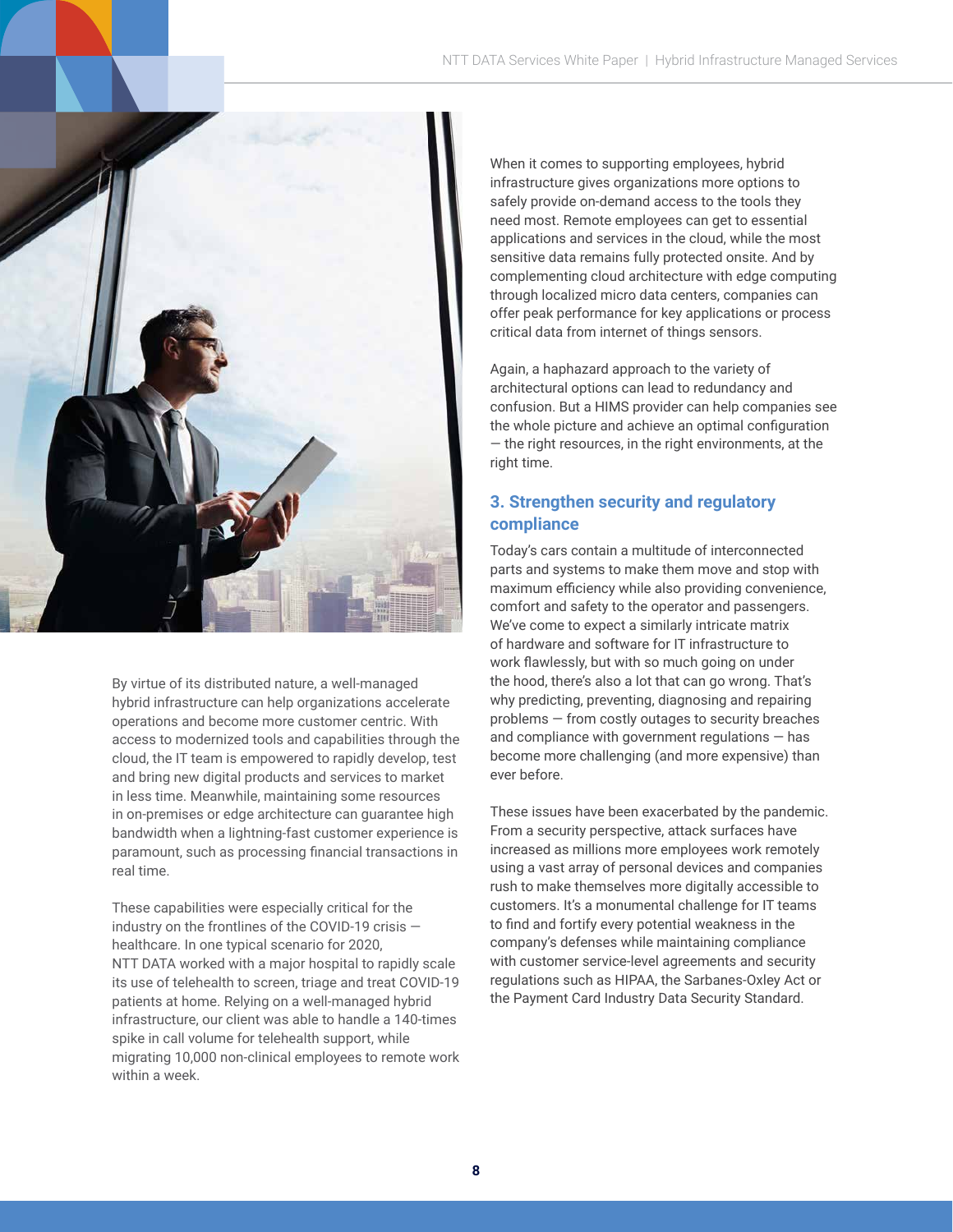By virtue of its distributed nature, a well-managed hybrid infrastructure can help organizations accelerate operations and become more customer centric. With access to modernized tools and capabilities through the cloud, the IT team is empowered to rapidly develop, test and bring new digital products and services to market in less time. Meanwhile, maintaining some resources in on-premises or edge architecture can guarantee high bandwidth when a lightning-fast customer experience is paramount, such as processing financial transactions in real time.

These capabilities were especially critical for the industry on the frontlines of the COVID-19 crisis — healthcare. In one typical scenario for 2020, NTT DATA worked with a major hospital to rapidly scale its use of telehealth to screen, triage and treat COVID-19 patients at home. Relying on a well-managed hybrid infrastructure, our client was able to handle a 140-times spike in call volume for telehealth support, while migrating 10,000 non-clinical employees to remote work within a week.

When it comes to supporting employees, hybrid infrastructure gives organizations more options to safely provide on-demand access to the tools they need most. Remote employees can get to essential applications and services in the cloud, while the most sensitive data remains fully protected onsite. And by complementing cloud architecture with edge computing through localized micro data centers, companies can offer peak performance for key applications or process critical data from internet of things sensors.

Again, a haphazard approach to the variety of architectural options can lead to redundancy and confusion. But a HIMS provider can help companies see the whole picture and achieve an optimal configuration — the right resources, in the right environments, at the right time.

### 3. Strengthen security and regulatory compliance

Today's cars contain a multitude of interconnected parts and systems to make them move and stop with maximum efficiency while also providing convenience, comfort and safety to the operator and passengers. We've come to expect a similarly intricate matrix of hardware and software for IT infrastructure to work flawlessly, but with so much going on under the hood, there's also a lot that can go wrong. That's why predicting, preventing, diagnosing and repairing problems — from costly outages to security breaches and compliance with government regulations — has become more challenging (and more expensive) than ever before.

These issues have been exacerbated by the pandemic. From a security perspective, attack surfaces have increased as millions more employees work remotely using a vast array of personal devices and companies rush to make themselves more digitally accessible to customers. It's a monumental challenge for IT teams to find and fortify every potential weakness in the company's defenses while maintaining compliance with customer service-level agreements and security regulations such as HIPAA, the Sarbanes-Oxley Act or the Payment Card Industry Data Security Standard.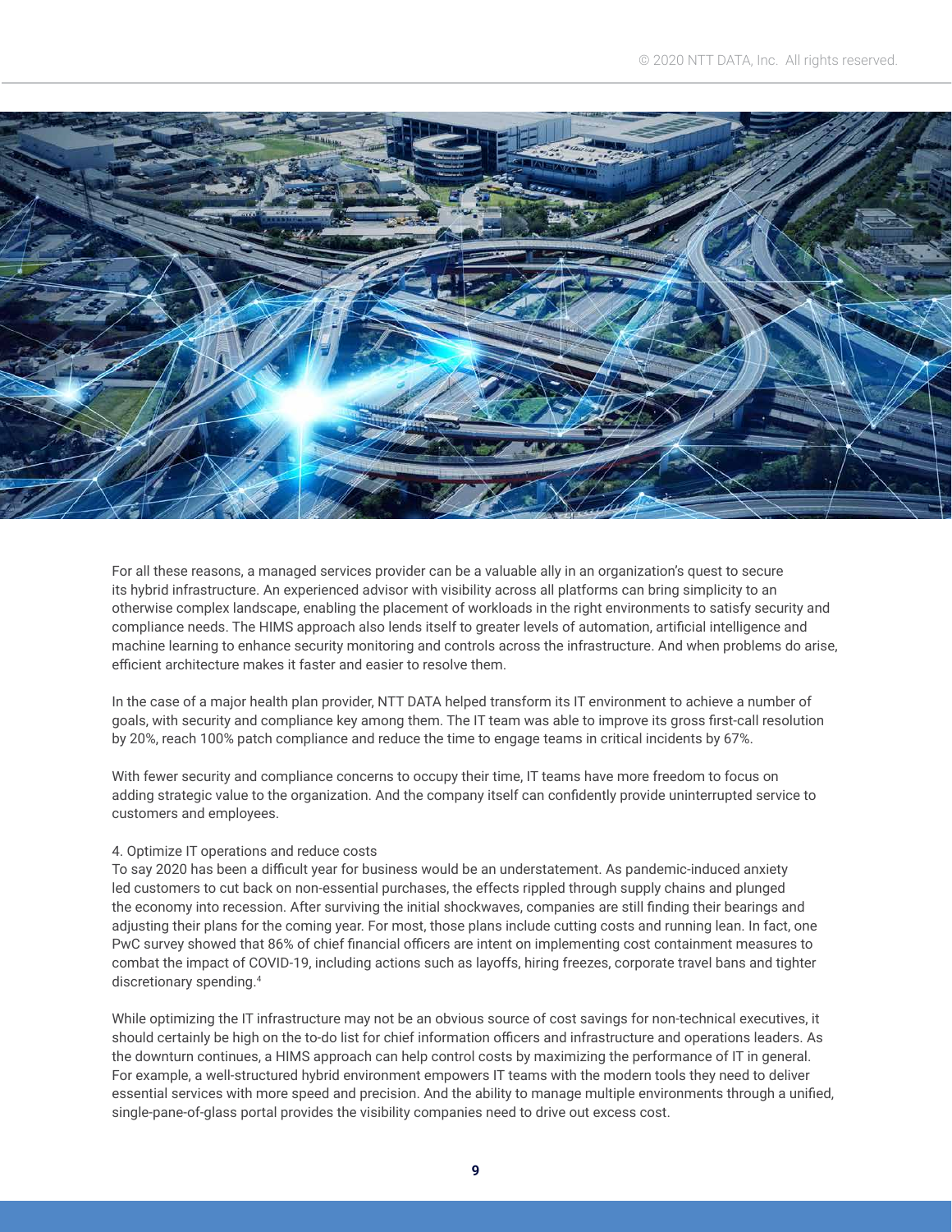For all these reasons, a managed services provider can be a valuable ally in an organization's quest to secure its hybrid infrastructure. An experienced advisor with visibility across all platforms can bring simplicity to an otherwise complex landscape, enabling the placement of workloads in the right environments to satisfy security and compliance needs. The HIMS approach also lends itself to greater levels of automation, artificial intelligence and machine learning to enhance security monitoring and controls across the infrastructure. And when problems do arise, efficient architecture makes it faster and easier to resolve them.

In the case of a major health plan provider, NTT DATA helped transform its IT environment to achieve a number of goals, with security and compliance key among them. The IT team was able to improve its gross first-call resolution by 20%, reach 100% patch compliance and reduce the time to engage teams in critical incidents by 67%.

With fewer security and compliance concerns to occupy their time, IT teams have more freedom to focus on adding strategic value to the organization. And the company itself can confidently provide uninterrupted service to customers and employees.

4. Optimize IT operations and reduce costs

To say 2020 has been a difficult year for business would be an understatement. As pandemic-induced anxiety led customers to cut back on non-essential purchases, the effects rippled through supply chains and plunged the economy into recession. After surviving the initial shockwaves, companies are still finding their bearings and adjusting their plans for the coming year. For most, those plans include cutting costs and running lean. In fact, one PwC survey showed that 86% of chief financial officers are intent on implementing cost containment measures to combat the impact of COVID-19, including actions such as layoffs, hiring freezes, corporate travel bans and tighter discretionary spending.[4]

While optimizing the IT infrastructure may not be an obvious source of cost savings for non-technical executives, it should certainly be high on the to-do list for chief information officers and infrastructure and operations leaders. As the downturn continues, a HIMS approach can help control costs by maximizing the performance of IT in general. For example, a well-structured hybrid environment empowers IT teams with the modern tools they need to deliver essential services with more speed and precision. And the ability to manage multiple environments through a unified, single-pane-of-glass portal provides the visibility companies need to drive out excess cost.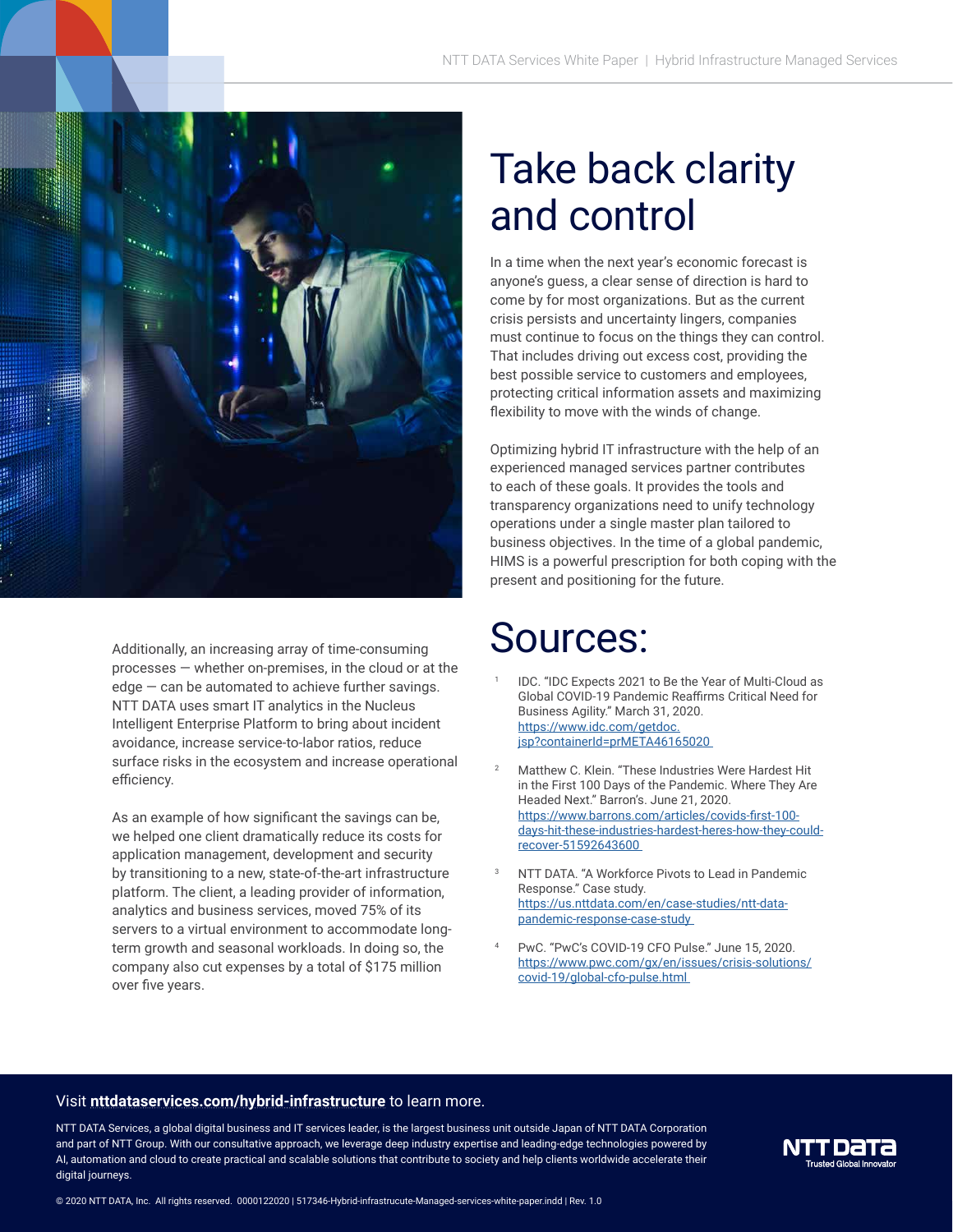Additionally, an increasing array of time-consuming processes — whether on-premises, in the cloud or at the edge — can be automated to achieve further savings. NTT DATA uses smart IT analytics in the Nucleus Intelligent Enterprise Platform to bring about incident avoidance, increase service-to-labor ratios, reduce surface risks in the ecosystem and increase operational efficiency.

As an example of how significant the savings can be, we helped one client dramatically reduce its costs for application management, development and security by transitioning to a new, state-of-the-art infrastructure platform. The client, a leading provider of information, analytics and business services, moved 75% of its servers to a virtual environment to accommodate long-term growth and seasonal workloads. In doing so, the company also cut expenses by a total of $175 million over five years.

# Take back clarity and control

In a time when the next year's economic forecast is anyone's guess, a clear sense of direction is hard to come by for most organizations. But as the current crisis persists and uncertainty lingers, companies must continue to focus on the things they can control. That includes driving out excess cost, providing the best possible service to customers and employees, protecting critical information assets and maximizing flexibility to move with the winds of change.

Optimizing hybrid IT infrastructure with the help of an experienced managed services partner contributes to each of these goals. It provides the tools and transparency organizations need to unify technology operations under a single master plan tailored to business objectives. In the time of a global pandemic, HIMS is a powerful prescription for both coping with the present and positioning for the future.

# Sources:

1. IDC. "IDC Expects 2021 to Be the Year of Multi-Cloud as Global COVID-19 Pandemic Reaffirms Critical Need for Business Agility." March 31, 2020. https://www.idc.com/getdoc.jsp?containerId=prMETA46165020
2. Matthew C. Klein. "These Industries Were Hardest Hit in the First 100 Days of the Pandemic. Where They Are Headed Next." Barron's. June 21, 2020. https://www.barrons.com/articles/covids-first-100-days-hit-these-industries-hardest-heres-how-they-could-recover-51592643600
3. NTT DATA. "A Workforce Pivots to Lead in Pandemic Response." Case study. https://us.nttdata.com/en/case-studies/ntt-data-pandemic-response-case-study
4. PwC. "PwC's COVID-19 CFO Pulse." June 15, 2020. https://www.pwc.com/gx/en/issues/crisis-solutions/covid-19/global-cfo-pulse.html

Visit **nttdataservices.com/hybrid-infrastructure** to learn more.

NTT DATA Services, a global digital business and IT services leader, is the largest business unit outside Japan of NTT DATA Corporation and part of NTT Group. With our consultative approach, we leverage deep industry expertise and leading-edge technologies powered by AI, automation and cloud to create practical and scalable solutions that contribute to society and help clients worldwide accelerate their digital journeys.

NTT DATA Trusted Global Innovator

© 2020 NTT DATA, Inc. All rights reserved. 0000122020 | 517346-Hybrid-infrastrucute-Managed-services-white-paper.indd | Rev. 1.0